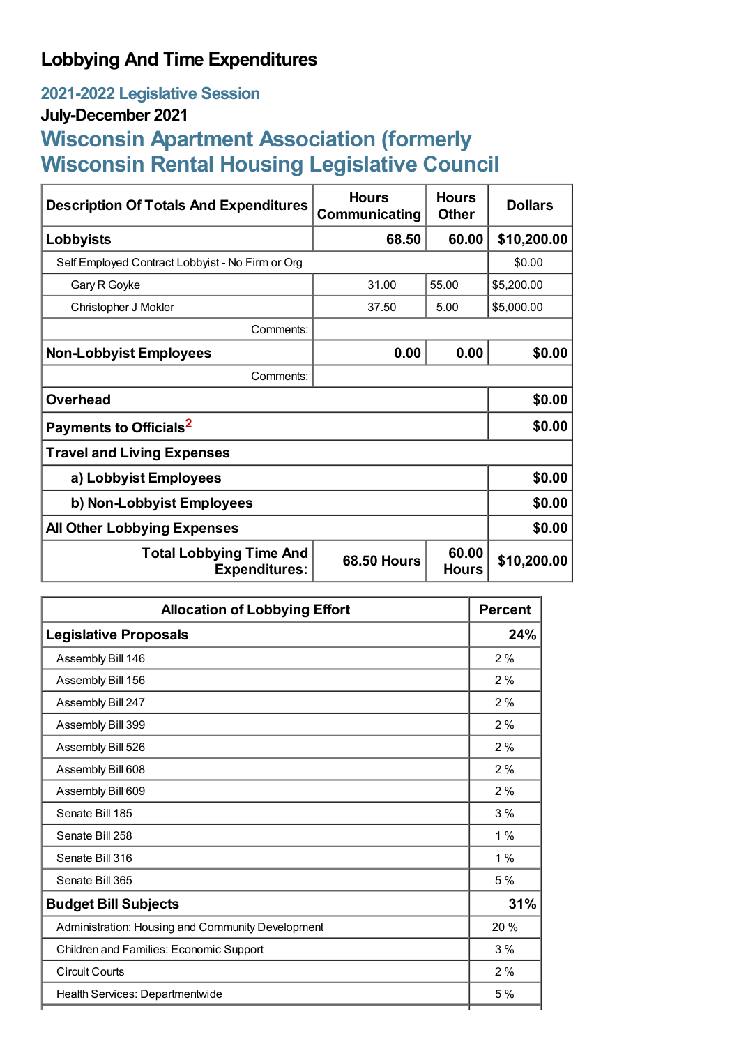# Lobbying And Time Expenditures

## 2021-2022 Legislative Session

### July-December 2021

## Wisconsin Apartment Association (formerly Wisconsin Rental Housing Legislative Council

| Description Of Totals And Expenditures | Hours Communicating | Hours Other | Dollars |
|---|---|---|---|
| **Lobbyists** | **68.50** | **60.00** | **$10,200.00** |
| Self Employed Contract Lobbyist - No Firm or Org | | | $0.00 |
| Gary R Goyke | 31.00 | 55.00 | $5,200.00 |
| Christopher J Mokler | 37.50 | 5.00 | $5,000.00 |
| Comments: | | | |
| **Non-Lobbyist Employees** | **0.00** | **0.00** | **$0.00** |
| Comments: | | | |
| **Overhead** | | | **$0.00** |
| **Payments to Officials**[2] | | | **$0.00** |
| **Travel and Living Expenses** | | | |
| **a) Lobbyist Employees** | | | **$0.00** |
| **b) Non-Lobbyist Employees** | | | **$0.00** |
| **All Other Lobbying Expenses** | | | **$0.00** |
| **Total Lobbying Time And Expenditures:** | **68.50 Hours** | **60.00 Hours** | **$10,200.00** |

| Allocation of Lobbying Effort | Percent |
|---|---|
| **Legislative Proposals** | **24%** |
| Assembly Bill 146 | 2 % |
| Assembly Bill 156 | 2 % |
| Assembly Bill 247 | 2 % |
| Assembly Bill 399 | 2 % |
| Assembly Bill 526 | 2 % |
| Assembly Bill 608 | 2 % |
| Assembly Bill 609 | 2 % |
| Senate Bill 185 | 3 % |
| Senate Bill 258 | 1 % |
| Senate Bill 316 | 1 % |
| Senate Bill 365 | 5 % |
| **Budget Bill Subjects** | **31%** |
| Administration: Housing and Community Development | 20 % |
| Children and Families: Economic Support | 3 % |
| Circuit Courts | 2 % |
| Health Services: Departmentwide | 5 % |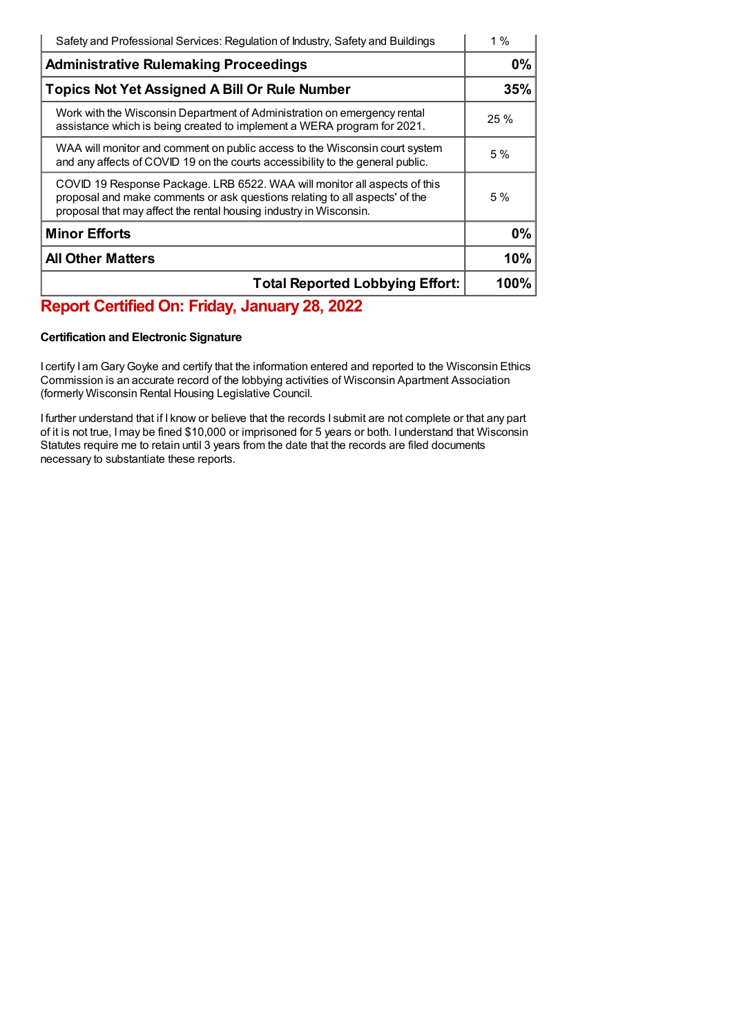| | |
|---|---|
| Safety and Professional Services: Regulation of Industry, Safety and Buildings | 1 % |
| **Administrative Rulemaking Proceedings** | **0%** |
| **Topics Not Yet Assigned A Bill Or Rule Number** | **35%** |
| Work with the Wisconsin Department of Administration on emergency rental assistance which is being created to implement a WERA program for 2021. | 25 % |
| WAA will monitor and comment on public access to the Wisconsin court system and any affects of COVID 19 on the courts accessibility to the general public. | 5 % |
| COVID 19 Response Package. LRB 6522. WAA will monitor all aspects of this proposal and make comments or ask questions relating to all aspects' of the proposal that may affect the rental housing industry in Wisconsin. | 5 % |
| **Minor Efforts** | **0%** |
| **All Other Matters** | **10%** |
| **Total Reported Lobbying Effort:** | **100%** |

## Report Certified On: Friday, January 28, 2022

**Certification and Electronic Signature**

I certify I am Gary Goyke and certify that the information entered and reported to the Wisconsin Ethics Commission is an accurate record of the lobbying activities of Wisconsin Apartment Association (formerly Wisconsin Rental Housing Legislative Council.

I further understand that if I know or believe that the records I submit are not complete or that any part of it is not true, I may be fined $10,000 or imprisoned for 5 years or both. I understand that Wisconsin Statutes require me to retain until 3 years from the date that the records are filed documents necessary to substantiate these reports.